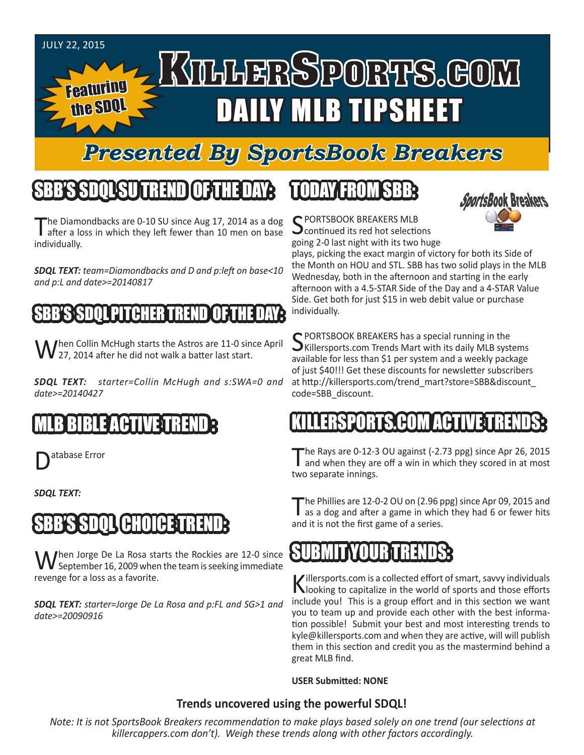JULY 22, 2015

# KillerSports.com DAILY MLB TIPSHEET

Featuring the SDQL

## Presented By SportsBook Breakers

## SBB'S SDQL SU TREND OF THE DAY:

The Diamondbacks are 0-10 SU since Aug 17, 2014 as a dog after a loss in which they left fewer than 10 men on base individually.

***SDQL TEXT:*** *team=Diamondbacks and D and p:left on base<10 and p:L and date>=20140817*

## SBB'S SDQL PITCHER TREND OF THE DAY:

When Collin McHugh starts the Astros are 11-0 since April 27, 2014 after he did not walk a batter last start.

***SDQL TEXT:*** *starter=Collin McHugh and s:SWA=0 and date>=20140427*

## MLB BIBLE ACTIVE TREND :

Database Error

***SDQL TEXT:***

## SBB'S SDQL CHOICE TREND:

When Jorge De La Rosa starts the Rockies are 12-0 since September 16, 2009 when the team is seeking immediate revenge for a loss as a favorite.

***SDQL TEXT:*** *starter=Jorge De La Rosa and p:FL and SG>1 and date>=20090916*

## TODAY FROM SBB:

SPORTSBOOK BREAKERS MLB continued its red hot selections going 2-0 last night with its two huge plays, picking the exact margin of victory for both its Side of the Month on HOU and STL. SBB has two solid plays in the MLB Wednesday, both in the afternoon and starting in the early afternoon with a 4.5-STAR Side of the Day and a 4-STAR Value Side. Get both for just $15 in web debit value or purchase individually.

SPORTSBOOK BREAKERS has a special running in the Killersports.com Trends Mart with its daily MLB systems available for less than $1 per system and a weekly package of just $40!!! Get these discounts for newsletter subscribers at http://killersports.com/trend_mart?store=SBB&discount_code=SBB_discount.

## KILLERSPORTS.COM ACTIVE TRENDS:

The Rays are 0-12-3 OU against (-2.73 ppg) since Apr 26, 2015 and when they are off a win in which they scored in at most two separate innings.

The Phillies are 12-0-2 OU on (2.96 ppg) since Apr 09, 2015 and as a dog and after a game in which they had 6 or fewer hits and it is not the first game of a series.

## SUBMIT YOUR TRENDS:

Killersports.com is a collected effort of smart, savvy individuals looking to capitalize in the world of sports and those efforts include you! This is a group effort and in this section we want you to team up and provide each other with the best information possible! Submit your best and most interesting trends to kyle@killersports.com and when they are active, will will publish them in this section and credit you as the mastermind behind a great MLB find.

**USER Submitted: NONE**

**Trends uncovered using the powerful SDQL!**

*Note: It is not SportsBook Breakers recommendation to make plays based solely on one trend (our selections at killercappers.com don't). Weigh these trends along with other factors accordingly.*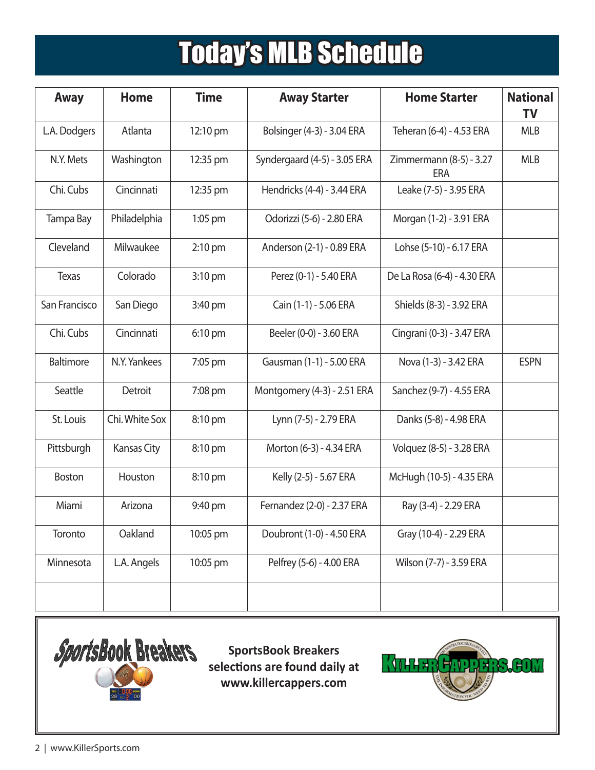# Today's MLB Schedule

| Away | Home | Time | Away Starter | Home Starter | National TV |
|---|---|---|---|---|---|
| L.A. Dodgers | Atlanta | 12:10 pm | Bolsinger (4-3) - 3.04 ERA | Teheran (6-4) - 4.53 ERA | MLB |
| N.Y. Mets | Washington | 12:35 pm | Syndergaard (4-5) - 3.05 ERA | Zimmermann (8-5) - 3.27 ERA | MLB |
| Chi. Cubs | Cincinnati | 12:35 pm | Hendricks (4-4) - 3.44 ERA | Leake (7-5) - 3.95 ERA | |
| Tampa Bay | Philadelphia | 1:05 pm | Odorizzi (5-6) - 2.80 ERA | Morgan (1-2) - 3.91 ERA | |
| Cleveland | Milwaukee | 2:10 pm | Anderson (2-1) - 0.89 ERA | Lohse (5-10) - 6.17 ERA | |
| Texas | Colorado | 3:10 pm | Perez (0-1) - 5.40 ERA | De La Rosa (6-4) - 4.30 ERA | |
| San Francisco | San Diego | 3:40 pm | Cain (1-1) - 5.06 ERA | Shields (8-3) - 3.92 ERA | |
| Chi. Cubs | Cincinnati | 6:10 pm | Beeler (0-0) - 3.60 ERA | Cingrani (0-3) - 3.47 ERA | |
| Baltimore | N.Y. Yankees | 7:05 pm | Gausman (1-1) - 5.00 ERA | Nova (1-3) - 3.42 ERA | ESPN |
| Seattle | Detroit | 7:08 pm | Montgomery (4-3) - 2.51 ERA | Sanchez (9-7) - 4.55 ERA | |
| St. Louis | Chi. White Sox | 8:10 pm | Lynn (7-5) - 2.79 ERA | Danks (5-8) - 4.98 ERA | |
| Pittsburgh | Kansas City | 8:10 pm | Morton (6-3) - 4.34 ERA | Volquez (8-5) - 3.28 ERA | |
| Boston | Houston | 8:10 pm | Kelly (2-5) - 5.67 ERA | McHugh (10-5) - 4.35 ERA | |
| Miami | Arizona | 9:40 pm | Fernandez (2-0) - 2.37 ERA | Ray (3-4) - 2.29 ERA | |
| Toronto | Oakland | 10:05 pm | Doubront (1-0) - 4.50 ERA | Gray (10-4) - 2.29 ERA | |
| Minnesota | L.A. Angels | 10:05 pm | Pelfrey (5-6) - 4.00 ERA | Wilson (7-7) - 3.59 ERA | |
| | | | | | |

SportsBook Breakers

**SportsBook Breakers selections are found daily at www.killercappers.com**

KILLERCAPPERS.COM

www.KillerSports.com